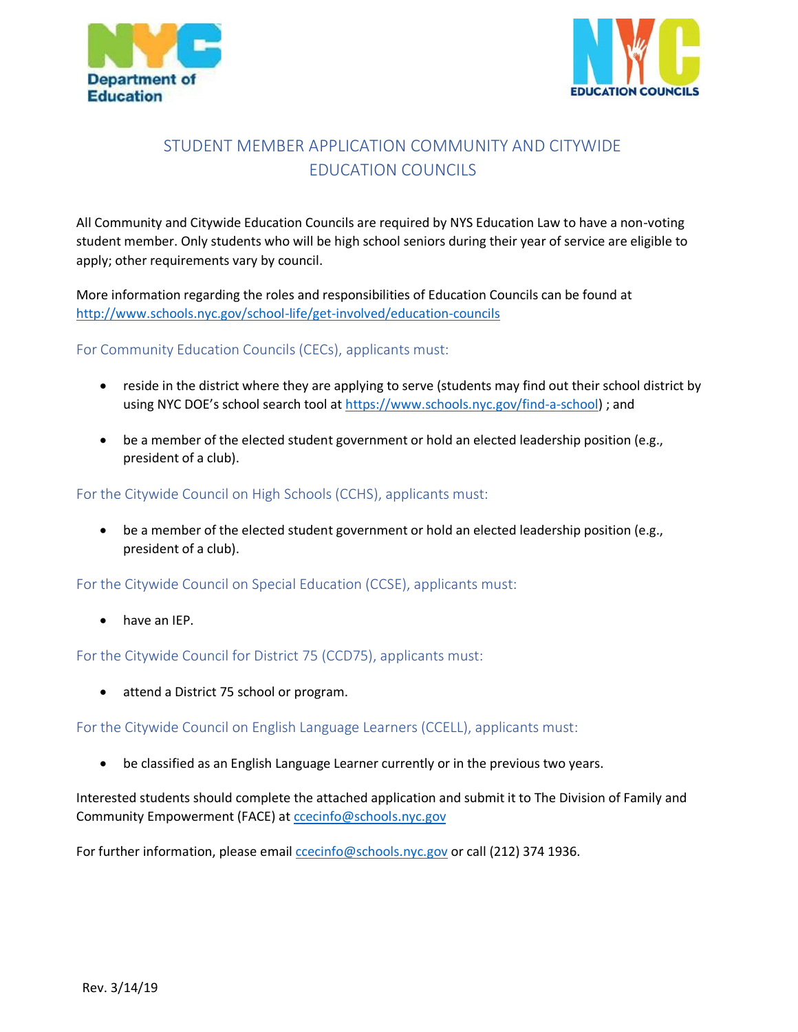# STUDENT MEMBER APPLICATION COMMUNITY AND CITYWIDE EDUCATION COUNCILS

All Community and Citywide Education Councils are required by NYS Education Law to have a non-voting student member. Only students who will be high school seniors during their year of service are eligible to apply; other requirements vary by council.

More information regarding the roles and responsibilities of Education Councils can be found at http://www.schools.nyc.gov/school-life/get-involved/education-councils

## For Community Education Councils (CECs), applicants must:

- reside in the district where they are applying to serve (students may find out their school district by using NYC DOE's school search tool at https://www.schools.nyc.gov/find-a-school) ; and
- be a member of the elected student government or hold an elected leadership position (e.g., president of a club).

## For the Citywide Council on High Schools (CCHS), applicants must:

- be a member of the elected student government or hold an elected leadership position (e.g., president of a club).

## For the Citywide Council on Special Education (CCSE), applicants must:

- have an IEP.

## For the Citywide Council for District 75 (CCD75), applicants must:

- attend a District 75 school or program.

## For the Citywide Council on English Language Learners (CCELL), applicants must:

- be classified as an English Language Learner currently or in the previous two years.

Interested students should complete the attached application and submit it to The Division of Family and Community Empowerment (FACE) at ccecinfo@schools.nyc.gov

For further information, please email ccecinfo@schools.nyc.gov or call (212) 374 1936.

Rev. 3/14/19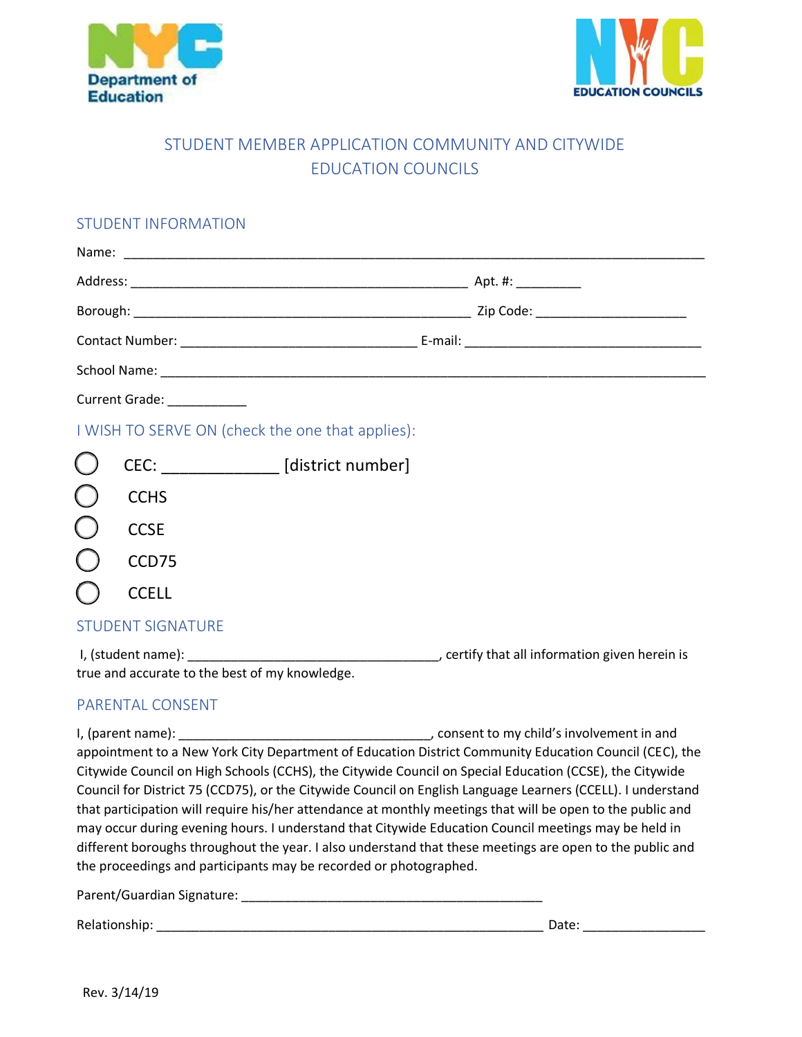# STUDENT MEMBER APPLICATION COMMUNITY AND CITYWIDE EDUCATION COUNCILS

## STUDENT INFORMATION

Name: ___________________________________________________________________________

Address: ____________________________________________ Apt. #: _________

Borough: ____________________________________________ Zip Code: ____________________

Contact Number: _______________________________ E-mail: _______________________________

School Name: ________________________________________________________________________

Current Grade: ___________

## I WISH TO SERVE ON (check the one that applies):

- ◯ CEC: ____________ [district number]
- ◯ CCHS
- ◯ CCSE
- ◯ CCD75
- ◯ CCELL

## STUDENT SIGNATURE

I, (student name): _________________________________, certify that all information given herein is true and accurate to the best of my knowledge.

## PARENTAL CONSENT

I, (parent name): _________________________________, consent to my child's involvement in and appointment to a New York City Department of Education District Community Education Council (CEC), the Citywide Council on High Schools (CCHS), the Citywide Council on Special Education (CCSE), the Citywide Council for District 75 (CCD75), or the Citywide Council on English Language Learners (CCELL). I understand that participation will require his/her attendance at monthly meetings that will be open to the public and may occur during evening hours. I understand that Citywide Education Council meetings may be held in different boroughs throughout the year. I also understand that these meetings are open to the public and the proceedings and participants may be recorded or photographed.

Parent/Guardian Signature: ________________________________________

Relationship: ___________________________________________________ Date: ________________

Rev. 3/14/19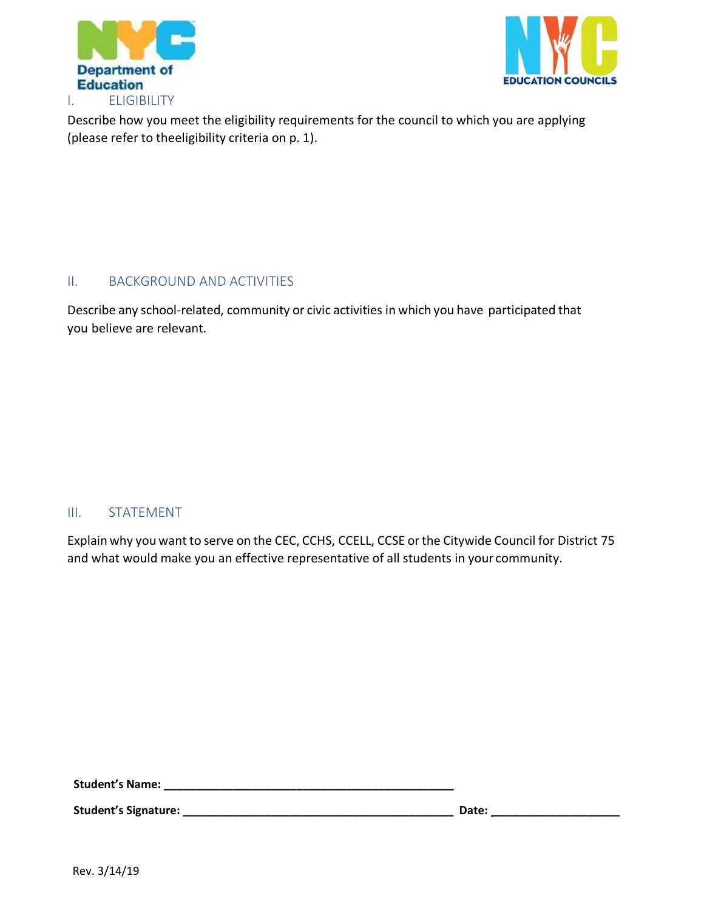## I. ELIGIBILITY

Describe how you meet the eligibility requirements for the council to which you are applying (please refer to theeligibility criteria on p. 1).

## II. BACKGROUND AND ACTIVITIES

Describe any school-related, community or civic activities in which you have participated that you believe are relevant.

## III. STATEMENT

Explain why you want to serve on the CEC, CCHS, CCELL, CCSE or the Citywide Council for District 75 and what would make you an effective representative of all students in your community.

**Student's Name:** ____________________________________________

**Student's Signature:** ________________________________________ **Date:** ___________________

Rev. 3/14/19